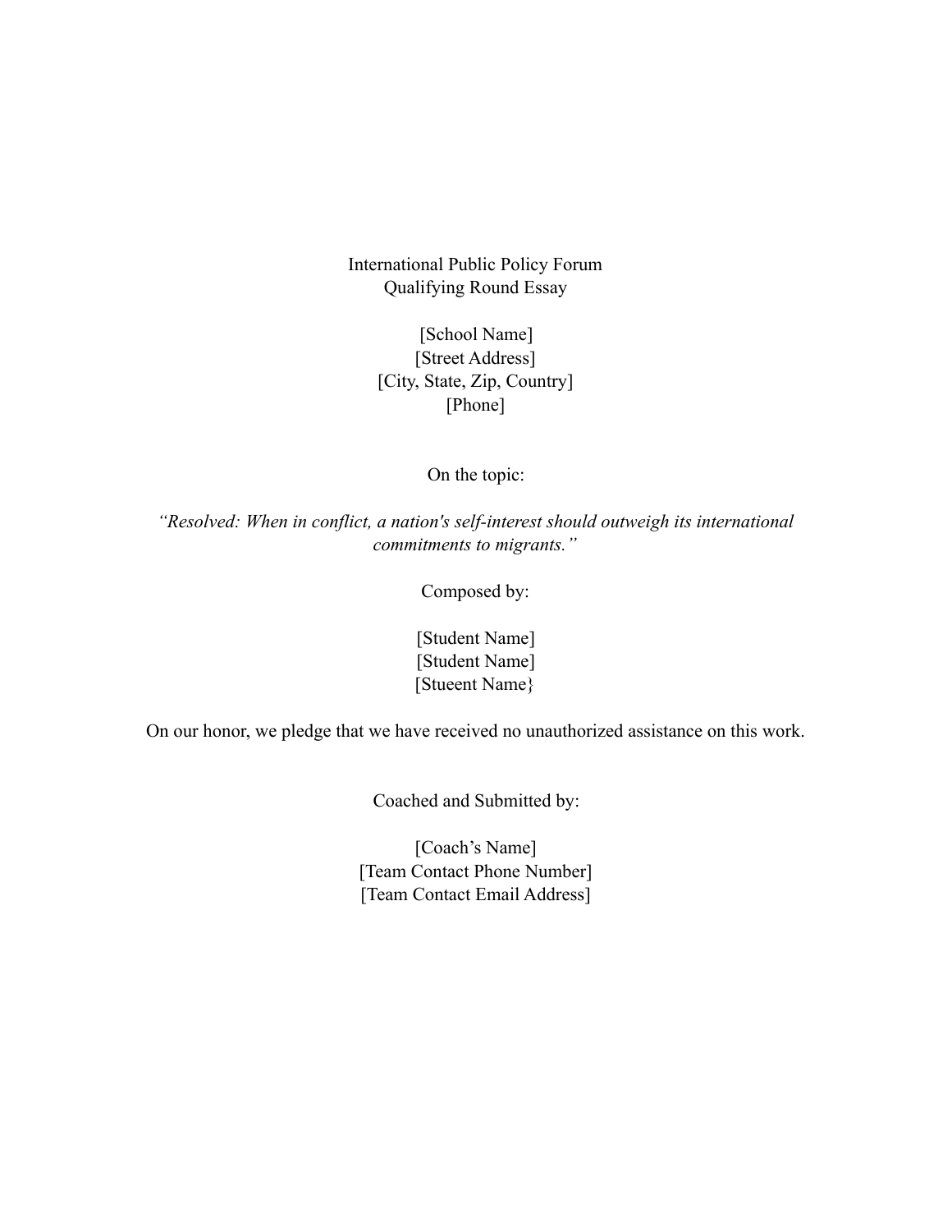International Public Policy Forum
Qualifying Round Essay

[School Name]
[Street Address]
[City, State, Zip, Country]
[Phone]

On the topic:

*"Resolved: When in conflict, a nation's self-interest should outweigh its international commitments to migrants."*

Composed by:

[Student Name]
[Student Name]
[Stueent Name}

On our honor, we pledge that we have received no unauthorized assistance on this work.

Coached and Submitted by:

[Coach's Name]
[Team Contact Phone Number]
[Team Contact Email Address]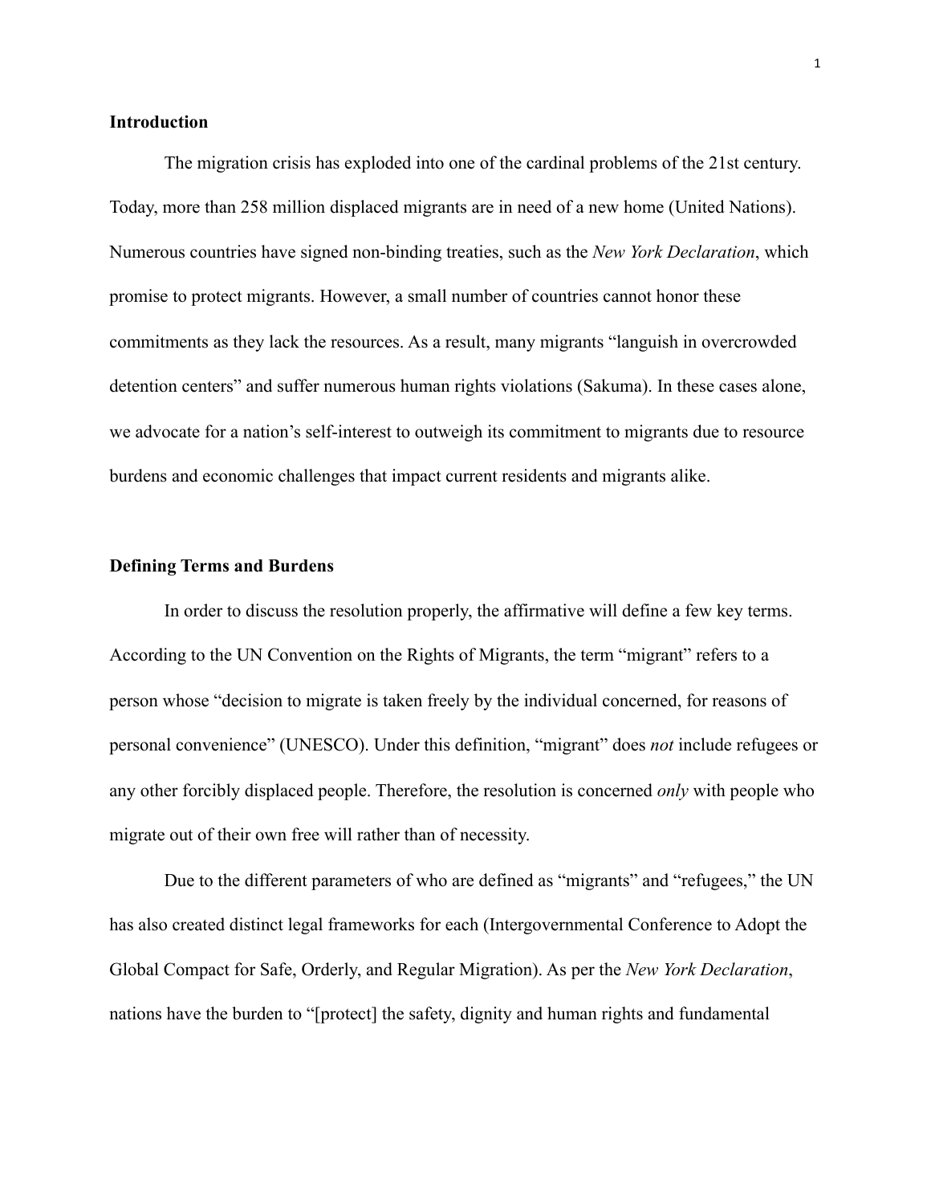## Introduction

The migration crisis has exploded into one of the cardinal problems of the 21st century. Today, more than 258 million displaced migrants are in need of a new home (United Nations). Numerous countries have signed non-binding treaties, such as the *New York Declaration*, which promise to protect migrants. However, a small number of countries cannot honor these commitments as they lack the resources. As a result, many migrants "languish in overcrowded detention centers" and suffer numerous human rights violations (Sakuma). In these cases alone, we advocate for a nation's self-interest to outweigh its commitment to migrants due to resource burdens and economic challenges that impact current residents and migrants alike.

## Defining Terms and Burdens

In order to discuss the resolution properly, the affirmative will define a few key terms. According to the UN Convention on the Rights of Migrants, the term "migrant" refers to a person whose "decision to migrate is taken freely by the individual concerned, for reasons of personal convenience" (UNESCO). Under this definition, "migrant" does *not* include refugees or any other forcibly displaced people. Therefore, the resolution is concerned *only* with people who migrate out of their own free will rather than of necessity.

Due to the different parameters of who are defined as "migrants" and "refugees," the UN has also created distinct legal frameworks for each (Intergovernmental Conference to Adopt the Global Compact for Safe, Orderly, and Regular Migration). As per the *New York Declaration*, nations have the burden to "[protect] the safety, dignity and human rights and fundamental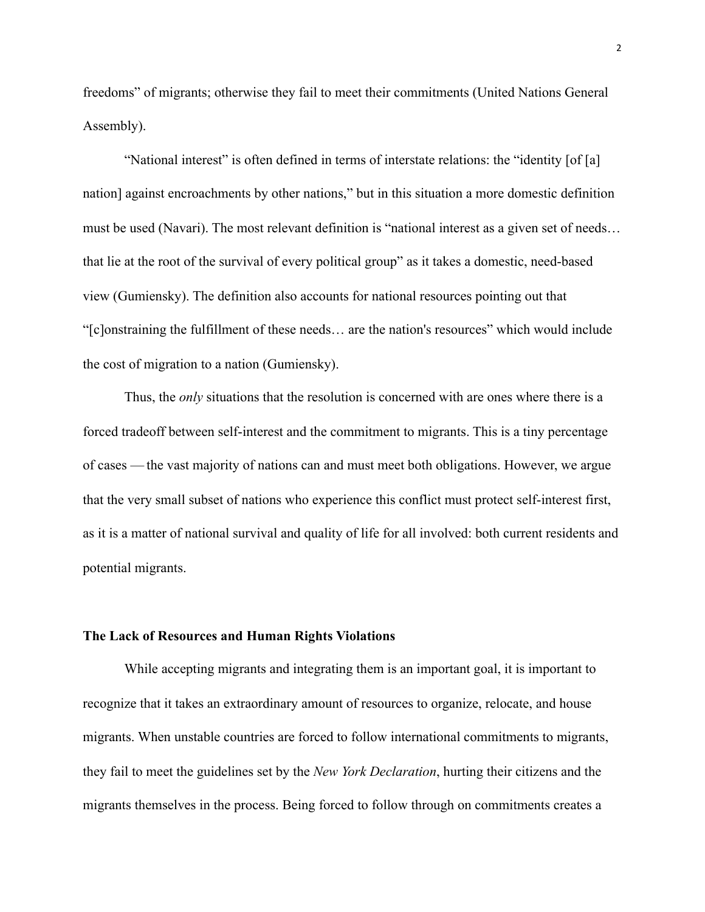freedoms" of migrants; otherwise they fail to meet their commitments (United Nations General Assembly).

"National interest" is often defined in terms of interstate relations: the "identity [of [a] nation] against encroachments by other nations," but in this situation a more domestic definition must be used (Navari). The most relevant definition is "national interest as a given set of needs… that lie at the root of the survival of every political group" as it takes a domestic, need-based view (Gumiensky). The definition also accounts for national resources pointing out that "[c]onstraining the fulfillment of these needs… are the nation's resources" which would include the cost of migration to a nation (Gumiensky).

Thus, the *only* situations that the resolution is concerned with are ones where there is a forced tradeoff between self-interest and the commitment to migrants. This is a tiny percentage of cases — the vast majority of nations can and must meet both obligations. However, we argue that the very small subset of nations who experience this conflict must protect self-interest first, as it is a matter of national survival and quality of life for all involved: both current residents and potential migrants.

**The Lack of Resources and Human Rights Violations**

While accepting migrants and integrating them is an important goal, it is important to recognize that it takes an extraordinary amount of resources to organize, relocate, and house migrants. When unstable countries are forced to follow international commitments to migrants, they fail to meet the guidelines set by the *New York Declaration*, hurting their citizens and the migrants themselves in the process. Being forced to follow through on commitments creates a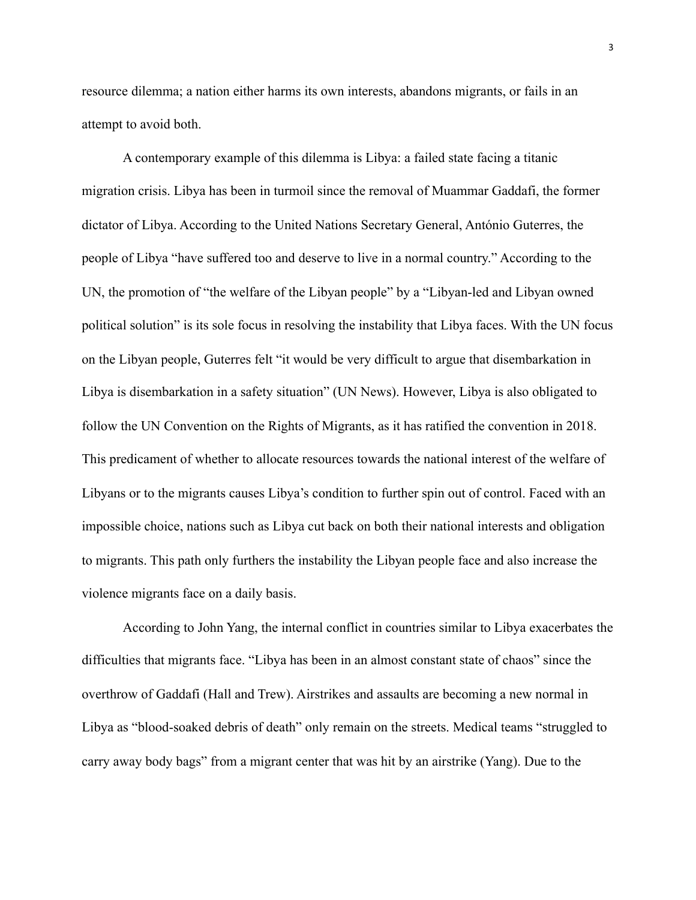resource dilemma; a nation either harms its own interests, abandons migrants, or fails in an attempt to avoid both.

A contemporary example of this dilemma is Libya: a failed state facing a titanic migration crisis. Libya has been in turmoil since the removal of Muammar Gaddafi, the former dictator of Libya. According to the United Nations Secretary General, António Guterres, the people of Libya "have suffered too and deserve to live in a normal country." According to the UN, the promotion of "the welfare of the Libyan people" by a "Libyan-led and Libyan owned political solution" is its sole focus in resolving the instability that Libya faces. With the UN focus on the Libyan people, Guterres felt "it would be very difficult to argue that disembarkation in Libya is disembarkation in a safety situation" (UN News). However, Libya is also obligated to follow the UN Convention on the Rights of Migrants, as it has ratified the convention in 2018. This predicament of whether to allocate resources towards the national interest of the welfare of Libyans or to the migrants causes Libya's condition to further spin out of control. Faced with an impossible choice, nations such as Libya cut back on both their national interests and obligation to migrants. This path only furthers the instability the Libyan people face and also increase the violence migrants face on a daily basis.

According to John Yang, the internal conflict in countries similar to Libya exacerbates the difficulties that migrants face. "Libya has been in an almost constant state of chaos" since the overthrow of Gaddafi (Hall and Trew). Airstrikes and assaults are becoming a new normal in Libya as "blood-soaked debris of death" only remain on the streets. Medical teams "struggled to carry away body bags" from a migrant center that was hit by an airstrike (Yang). Due to the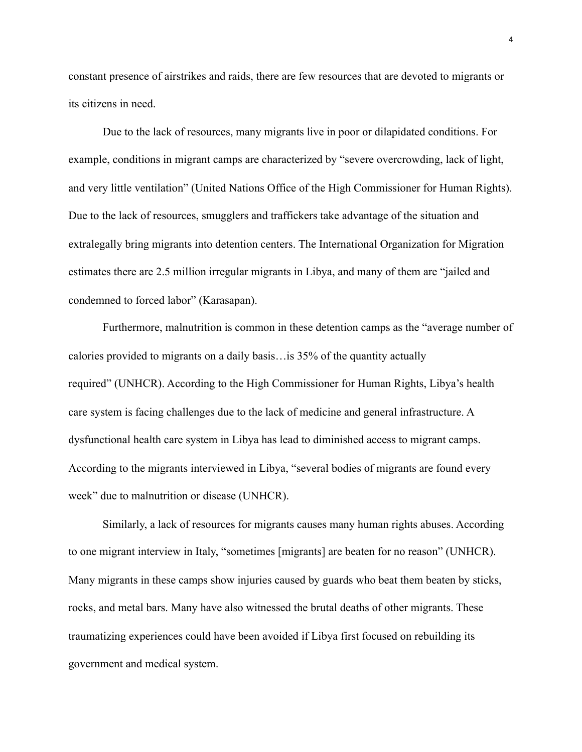constant presence of airstrikes and raids, there are few resources that are devoted to migrants or its citizens in need.

Due to the lack of resources, many migrants live in poor or dilapidated conditions. For example, conditions in migrant camps are characterized by "severe overcrowding, lack of light, and very little ventilation" (United Nations Office of the High Commissioner for Human Rights). Due to the lack of resources, smugglers and traffickers take advantage of the situation and extralegally bring migrants into detention centers. The International Organization for Migration estimates there are 2.5 million irregular migrants in Libya, and many of them are "jailed and condemned to forced labor" (Karasapan).

Furthermore, malnutrition is common in these detention camps as the "average number of calories provided to migrants on a daily basis…is 35% of the quantity actually required" (UNHCR). According to the High Commissioner for Human Rights, Libya's health care system is facing challenges due to the lack of medicine and general infrastructure. A dysfunctional health care system in Libya has lead to diminished access to migrant camps. According to the migrants interviewed in Libya, "several bodies of migrants are found every week" due to malnutrition or disease (UNHCR).

Similarly, a lack of resources for migrants causes many human rights abuses. According to one migrant interview in Italy, "sometimes [migrants] are beaten for no reason" (UNHCR). Many migrants in these camps show injuries caused by guards who beat them beaten by sticks, rocks, and metal bars. Many have also witnessed the brutal deaths of other migrants. These traumatizing experiences could have been avoided if Libya first focused on rebuilding its government and medical system.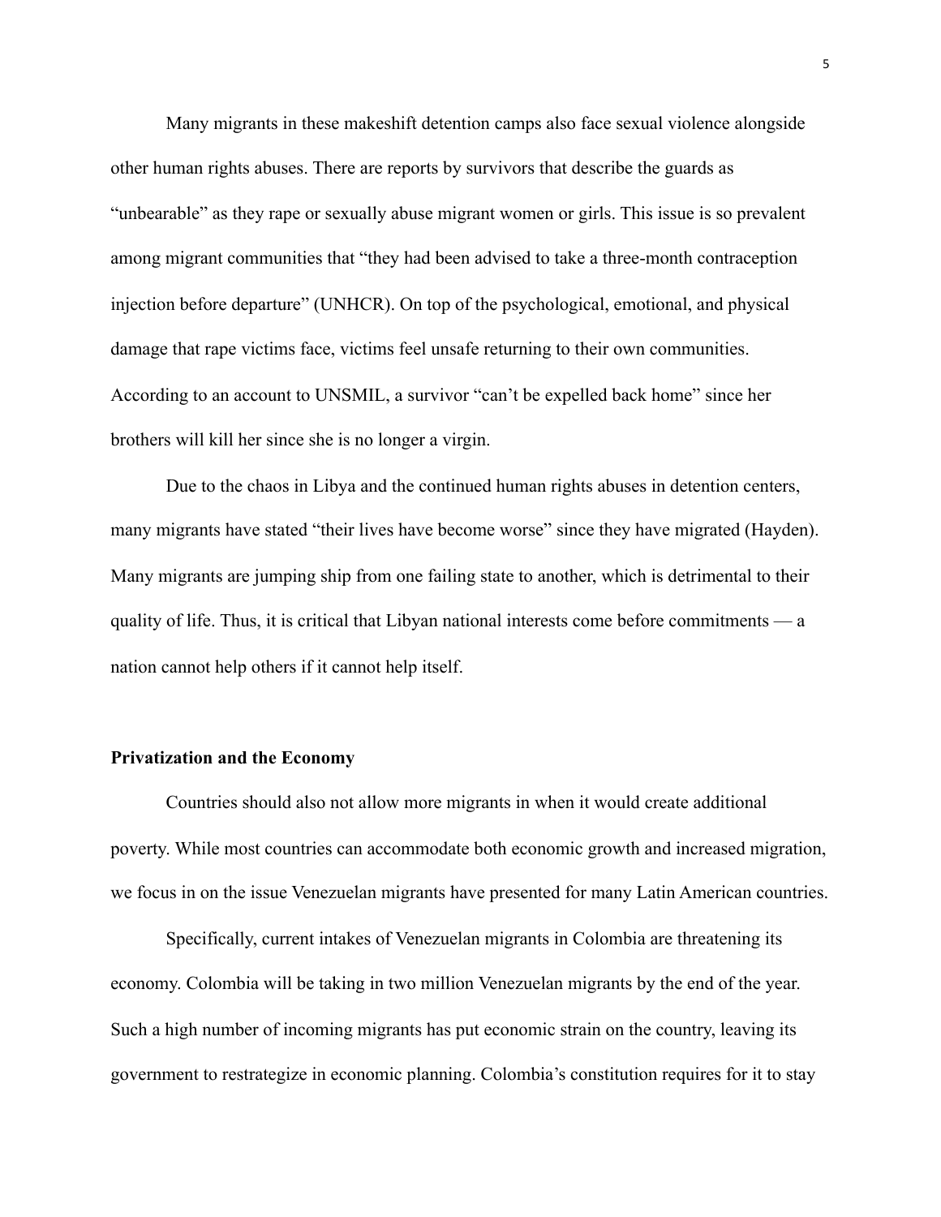Many migrants in these makeshift detention camps also face sexual violence alongside other human rights abuses. There are reports by survivors that describe the guards as "unbearable" as they rape or sexually abuse migrant women or girls. This issue is so prevalent among migrant communities that "they had been advised to take a three-month contraception injection before departure" (UNHCR). On top of the psychological, emotional, and physical damage that rape victims face, victims feel unsafe returning to their own communities. According to an account to UNSMIL, a survivor "can't be expelled back home" since her brothers will kill her since she is no longer a virgin.

Due to the chaos in Libya and the continued human rights abuses in detention centers, many migrants have stated "their lives have become worse" since they have migrated (Hayden). Many migrants are jumping ship from one failing state to another, which is detrimental to their quality of life. Thus, it is critical that Libyan national interests come before commitments — a nation cannot help others if it cannot help itself.

**Privatization and the Economy**

Countries should also not allow more migrants in when it would create additional poverty. While most countries can accommodate both economic growth and increased migration, we focus in on the issue Venezuelan migrants have presented for many Latin American countries.

Specifically, current intakes of Venezuelan migrants in Colombia are threatening its economy. Colombia will be taking in two million Venezuelan migrants by the end of the year. Such a high number of incoming migrants has put economic strain on the country, leaving its government to restrategize in economic planning. Colombia's constitution requires for it to stay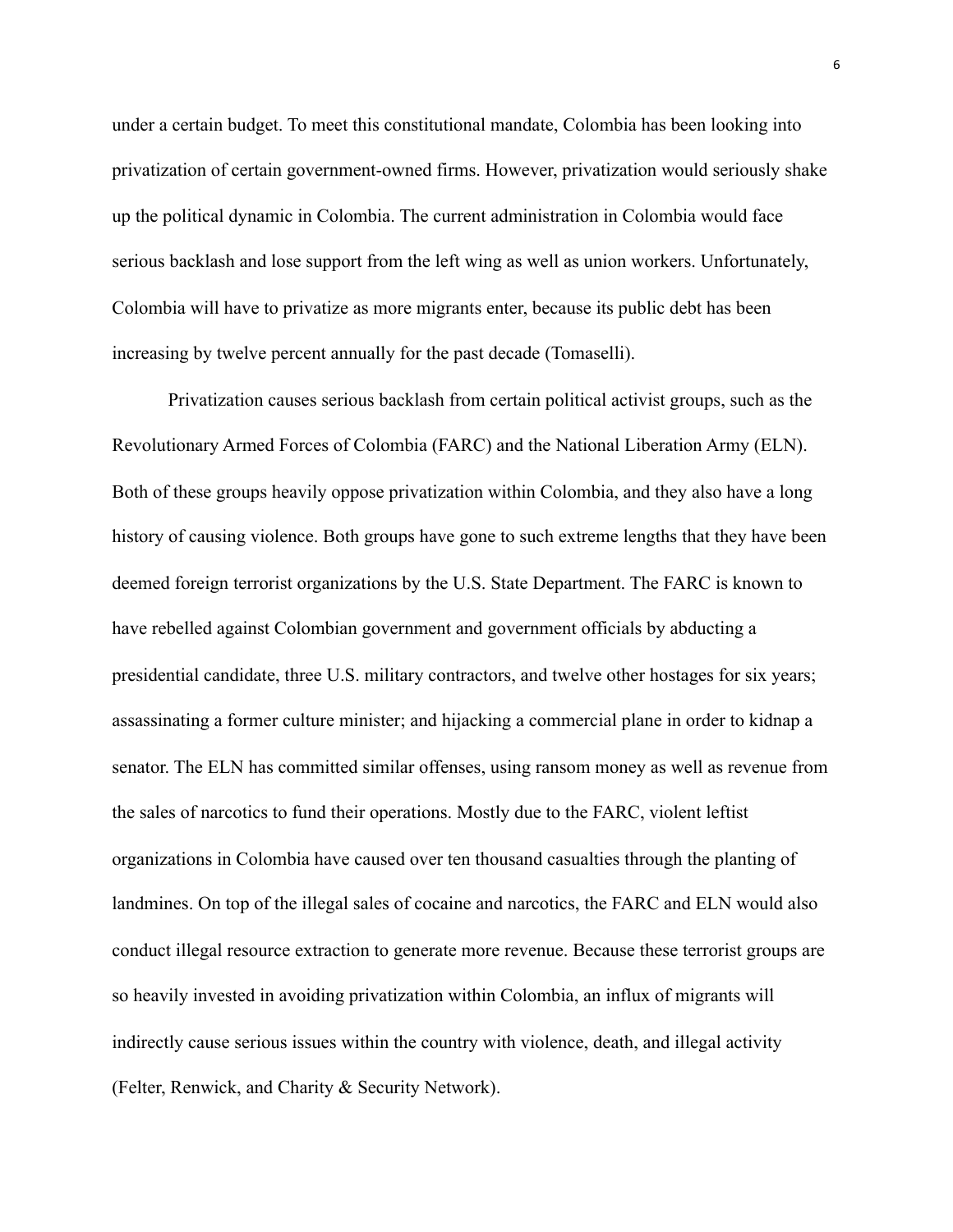under a certain budget. To meet this constitutional mandate, Colombia has been looking into privatization of certain government-owned firms. However, privatization would seriously shake up the political dynamic in Colombia. The current administration in Colombia would face serious backlash and lose support from the left wing as well as union workers. Unfortunately, Colombia will have to privatize as more migrants enter, because its public debt has been increasing by twelve percent annually for the past decade (Tomaselli).

Privatization causes serious backlash from certain political activist groups, such as the Revolutionary Armed Forces of Colombia (FARC) and the National Liberation Army (ELN). Both of these groups heavily oppose privatization within Colombia, and they also have a long history of causing violence. Both groups have gone to such extreme lengths that they have been deemed foreign terrorist organizations by the U.S. State Department. The FARC is known to have rebelled against Colombian government and government officials by abducting a presidential candidate, three U.S. military contractors, and twelve other hostages for six years; assassinating a former culture minister; and hijacking a commercial plane in order to kidnap a senator. The ELN has committed similar offenses, using ransom money as well as revenue from the sales of narcotics to fund their operations. Mostly due to the FARC, violent leftist organizations in Colombia have caused over ten thousand casualties through the planting of landmines. On top of the illegal sales of cocaine and narcotics, the FARC and ELN would also conduct illegal resource extraction to generate more revenue. Because these terrorist groups are so heavily invested in avoiding privatization within Colombia, an influx of migrants will indirectly cause serious issues within the country with violence, death, and illegal activity (Felter, Renwick, and Charity & Security Network).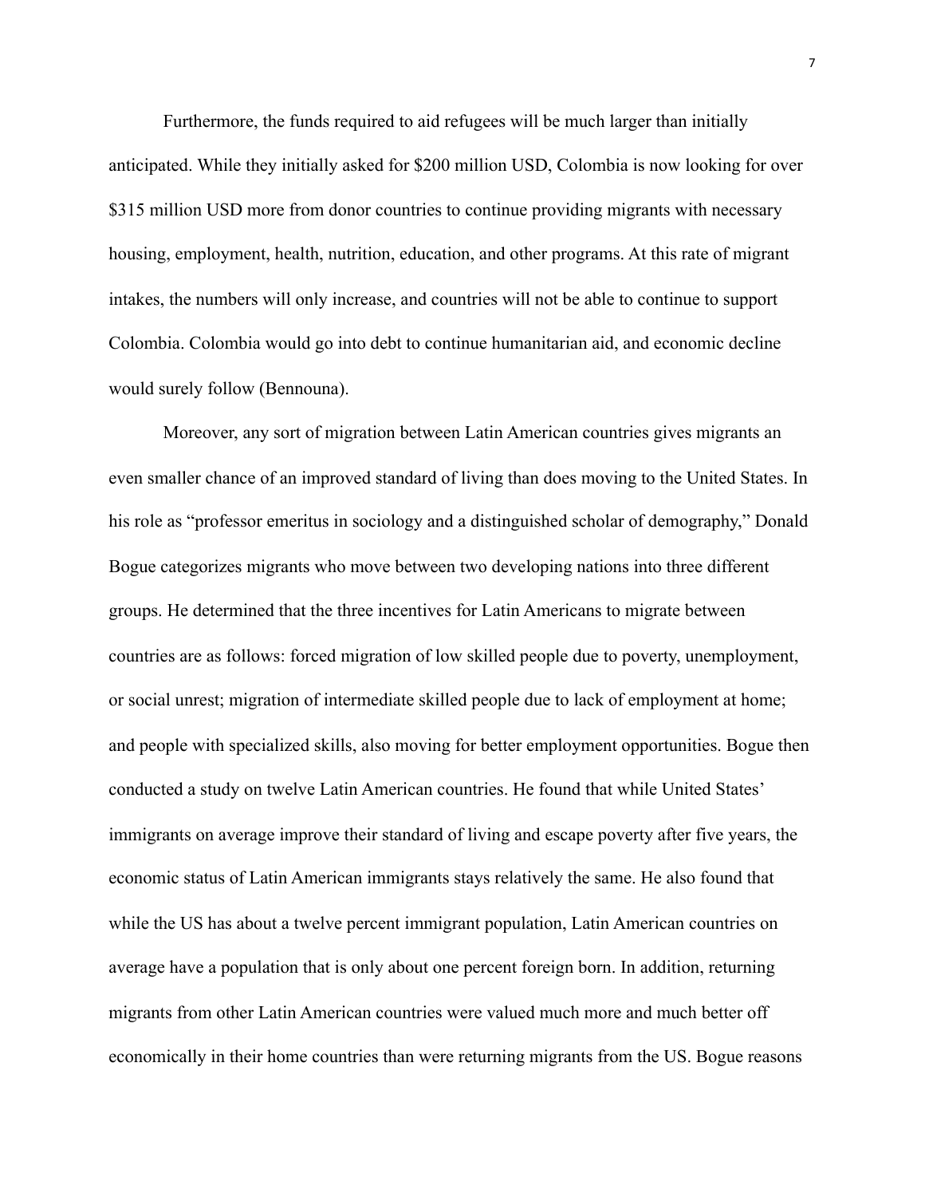Furthermore, the funds required to aid refugees will be much larger than initially anticipated. While they initially asked for $200 million USD, Colombia is now looking for over $315 million USD more from donor countries to continue providing migrants with necessary housing, employment, health, nutrition, education, and other programs. At this rate of migrant intakes, the numbers will only increase, and countries will not be able to continue to support Colombia. Colombia would go into debt to continue humanitarian aid, and economic decline would surely follow (Bennouna).

Moreover, any sort of migration between Latin American countries gives migrants an even smaller chance of an improved standard of living than does moving to the United States. In his role as "professor emeritus in sociology and a distinguished scholar of demography," Donald Bogue categorizes migrants who move between two developing nations into three different groups. He determined that the three incentives for Latin Americans to migrate between countries are as follows: forced migration of low skilled people due to poverty, unemployment, or social unrest; migration of intermediate skilled people due to lack of employment at home; and people with specialized skills, also moving for better employment opportunities. Bogue then conducted a study on twelve Latin American countries. He found that while United States' immigrants on average improve their standard of living and escape poverty after five years, the economic status of Latin American immigrants stays relatively the same. He also found that while the US has about a twelve percent immigrant population, Latin American countries on average have a population that is only about one percent foreign born. In addition, returning migrants from other Latin American countries were valued much more and much better off economically in their home countries than were returning migrants from the US. Bogue reasons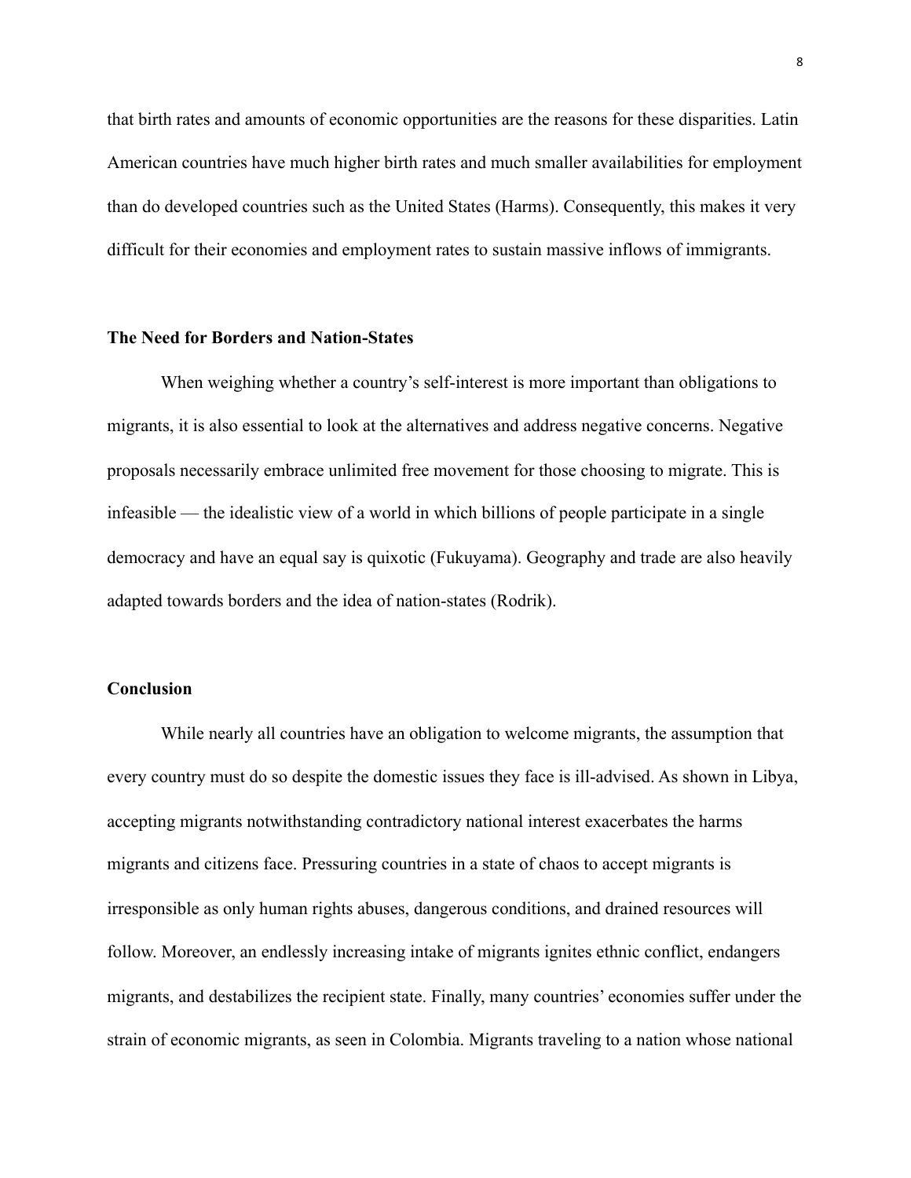that birth rates and amounts of economic opportunities are the reasons for these disparities. Latin American countries have much higher birth rates and much smaller availabilities for employment than do developed countries such as the United States (Harms). Consequently, this makes it very difficult for their economies and employment rates to sustain massive inflows of immigrants.

### The Need for Borders and Nation-States

When weighing whether a country's self-interest is more important than obligations to migrants, it is also essential to look at the alternatives and address negative concerns. Negative proposals necessarily embrace unlimited free movement for those choosing to migrate. This is infeasible — the idealistic view of a world in which billions of people participate in a single democracy and have an equal say is quixotic (Fukuyama). Geography and trade are also heavily adapted towards borders and the idea of nation-states (Rodrik).

### Conclusion

While nearly all countries have an obligation to welcome migrants, the assumption that every country must do so despite the domestic issues they face is ill-advised. As shown in Libya, accepting migrants notwithstanding contradictory national interest exacerbates the harms migrants and citizens face. Pressuring countries in a state of chaos to accept migrants is irresponsible as only human rights abuses, dangerous conditions, and drained resources will follow. Moreover, an endlessly increasing intake of migrants ignites ethnic conflict, endangers migrants, and destabilizes the recipient state. Finally, many countries' economies suffer under the strain of economic migrants, as seen in Colombia. Migrants traveling to a nation whose national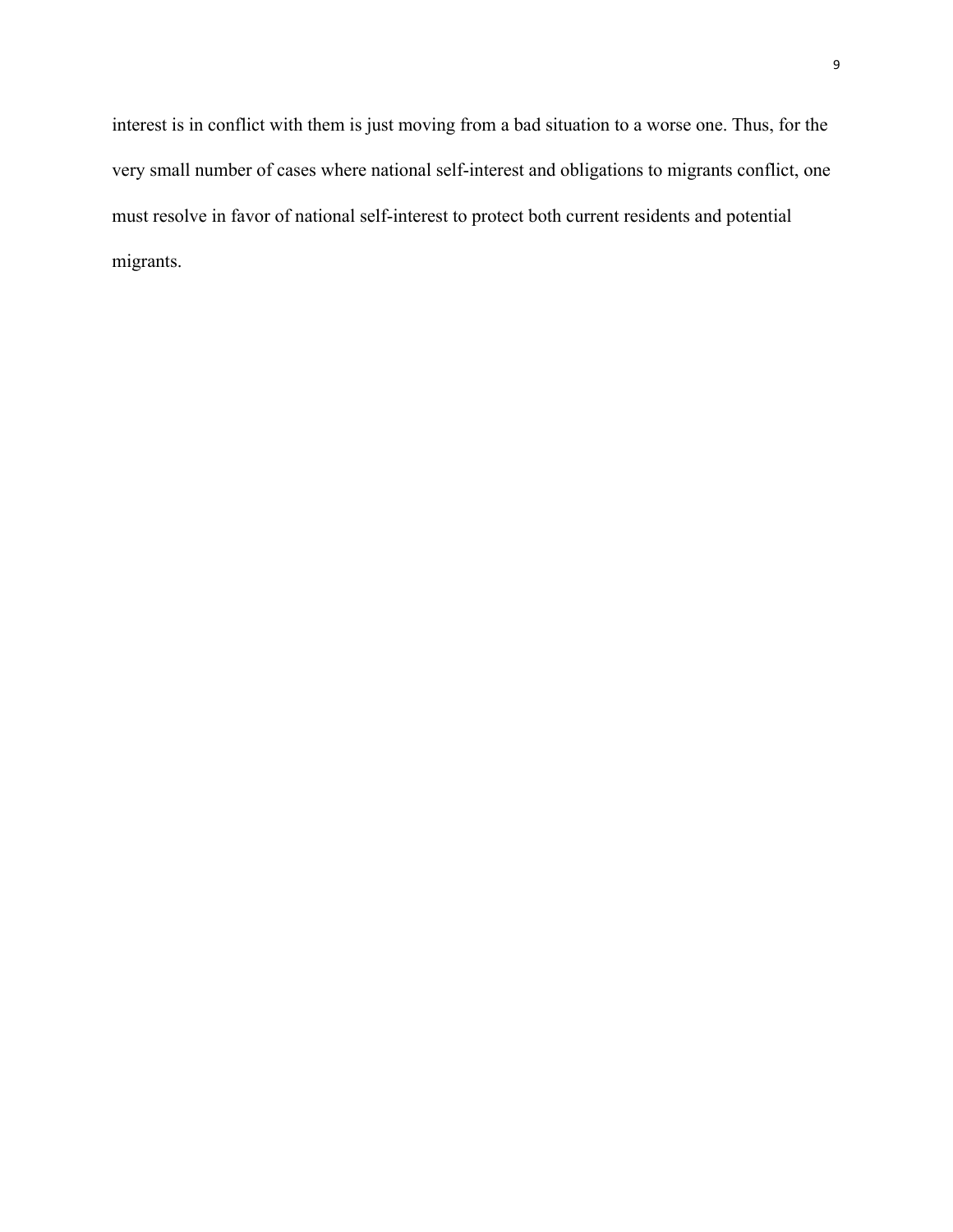interest is in conflict with them is just moving from a bad situation to a worse one. Thus, for the very small number of cases where national self-interest and obligations to migrants conflict, one must resolve in favor of national self-interest to protect both current residents and potential migrants.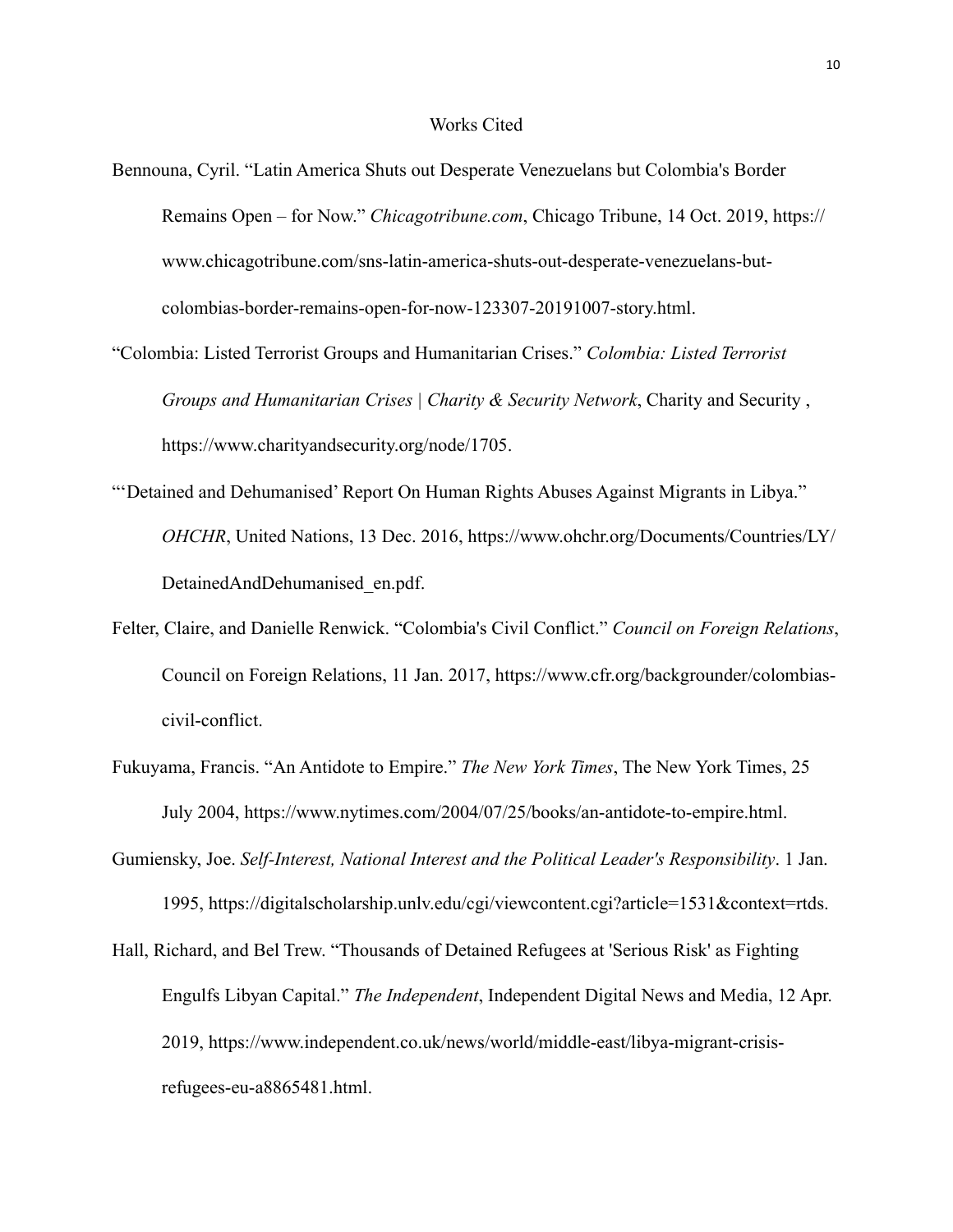# Works Cited

Bennouna, Cyril. "Latin America Shuts out Desperate Venezuelans but Colombia's Border Remains Open – for Now." *Chicagotribune.com*, Chicago Tribune, 14 Oct. 2019, https://www.chicagotribune.com/sns-latin-america-shuts-out-desperate-venezuelans-but-colombias-border-remains-open-for-now-123307-20191007-story.html.

"Colombia: Listed Terrorist Groups and Humanitarian Crises." *Colombia: Listed Terrorist Groups and Humanitarian Crises | Charity & Security Network*, Charity and Security , https://www.charityandsecurity.org/node/1705.

"'Detained and Dehumanised' Report On Human Rights Abuses Against Migrants in Libya." *OHCHR*, United Nations, 13 Dec. 2016, https://www.ohchr.org/Documents/Countries/LY/DetainedAndDehumanised_en.pdf.

Felter, Claire, and Danielle Renwick. "Colombia's Civil Conflict." *Council on Foreign Relations*, Council on Foreign Relations, 11 Jan. 2017, https://www.cfr.org/backgrounder/colombias-civil-conflict.

Fukuyama, Francis. "An Antidote to Empire." *The New York Times*, The New York Times, 25 July 2004, https://www.nytimes.com/2004/07/25/books/an-antidote-to-empire.html.

Gumiensky, Joe. *Self-Interest, National Interest and the Political Leader's Responsibility*. 1 Jan. 1995, https://digitalscholarship.unlv.edu/cgi/viewcontent.cgi?article=1531&context=rtds.

Hall, Richard, and Bel Trew. "Thousands of Detained Refugees at 'Serious Risk' as Fighting Engulfs Libyan Capital." *The Independent*, Independent Digital News and Media, 12 Apr. 2019, https://www.independent.co.uk/news/world/middle-east/libya-migrant-crisis-refugees-eu-a8865481.html.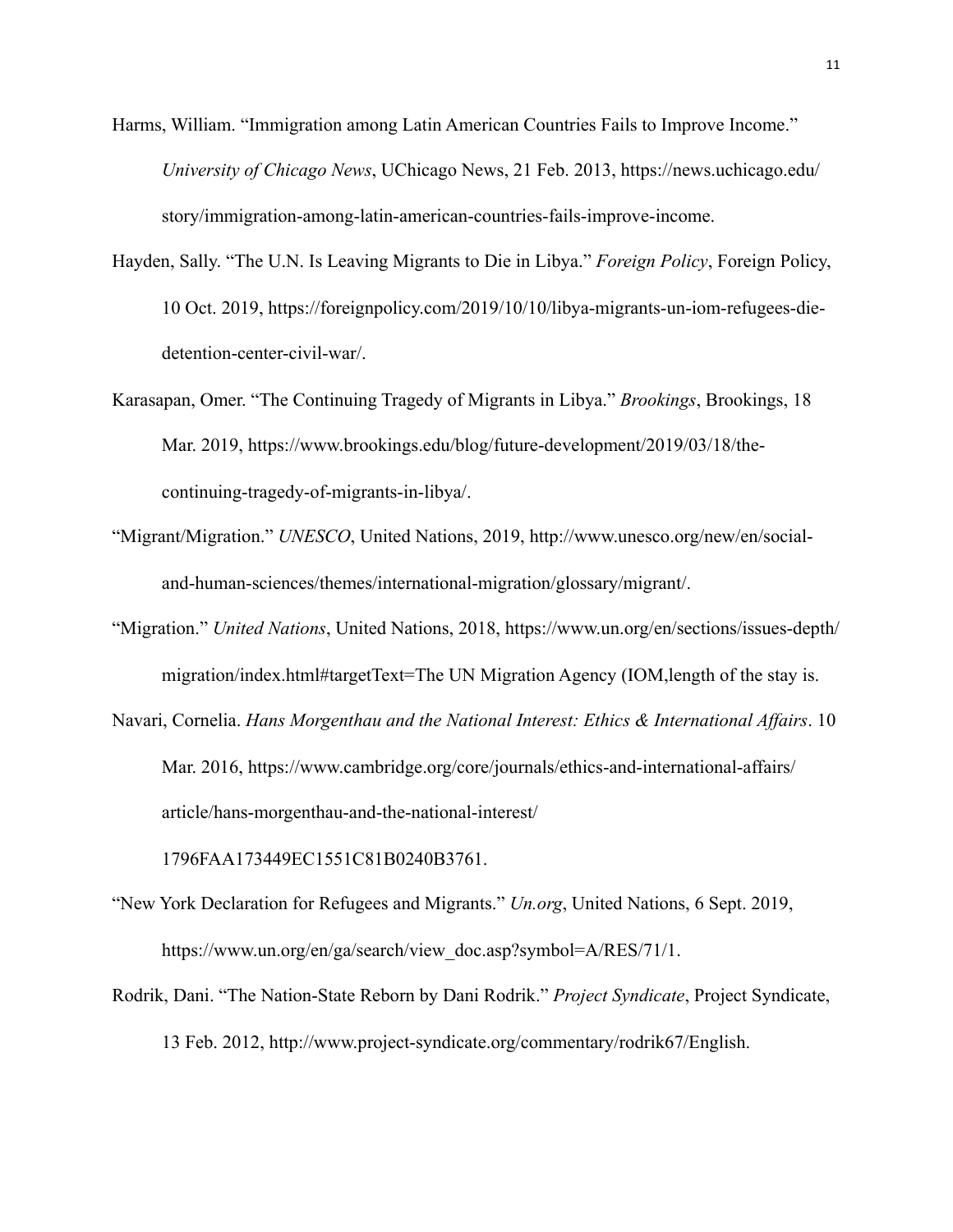Harms, William. "Immigration among Latin American Countries Fails to Improve Income." *University of Chicago News*, UChicago News, 21 Feb. 2013, https://news.uchicago.edu/story/immigration-among-latin-american-countries-fails-improve-income.

Hayden, Sally. "The U.N. Is Leaving Migrants to Die in Libya." *Foreign Policy*, Foreign Policy, 10 Oct. 2019, https://foreignpolicy.com/2019/10/10/libya-migrants-un-iom-refugees-die-detention-center-civil-war/.

Karasapan, Omer. "The Continuing Tragedy of Migrants in Libya." *Brookings*, Brookings, 18 Mar. 2019, https://www.brookings.edu/blog/future-development/2019/03/18/the-continuing-tragedy-of-migrants-in-libya/.

"Migrant/Migration." *UNESCO*, United Nations, 2019, http://www.unesco.org/new/en/social-and-human-sciences/themes/international-migration/glossary/migrant/.

"Migration." *United Nations*, United Nations, 2018, https://www.un.org/en/sections/issues-depth/migration/index.html#targetText=The UN Migration Agency (IOM,length of the stay is.

Navari, Cornelia. *Hans Morgenthau and the National Interest: Ethics & International Affairs*. 10 Mar. 2016, https://www.cambridge.org/core/journals/ethics-and-international-affairs/article/hans-morgenthau-and-the-national-interest/1796FAA173449EC1551C81B0240B3761.

"New York Declaration for Refugees and Migrants." *Un.org*, United Nations, 6 Sept. 2019, https://www.un.org/en/ga/search/view_doc.asp?symbol=A/RES/71/1.

Rodrik, Dani. "The Nation-State Reborn by Dani Rodrik." *Project Syndicate*, Project Syndicate, 13 Feb. 2012, http://www.project-syndicate.org/commentary/rodrik67/English.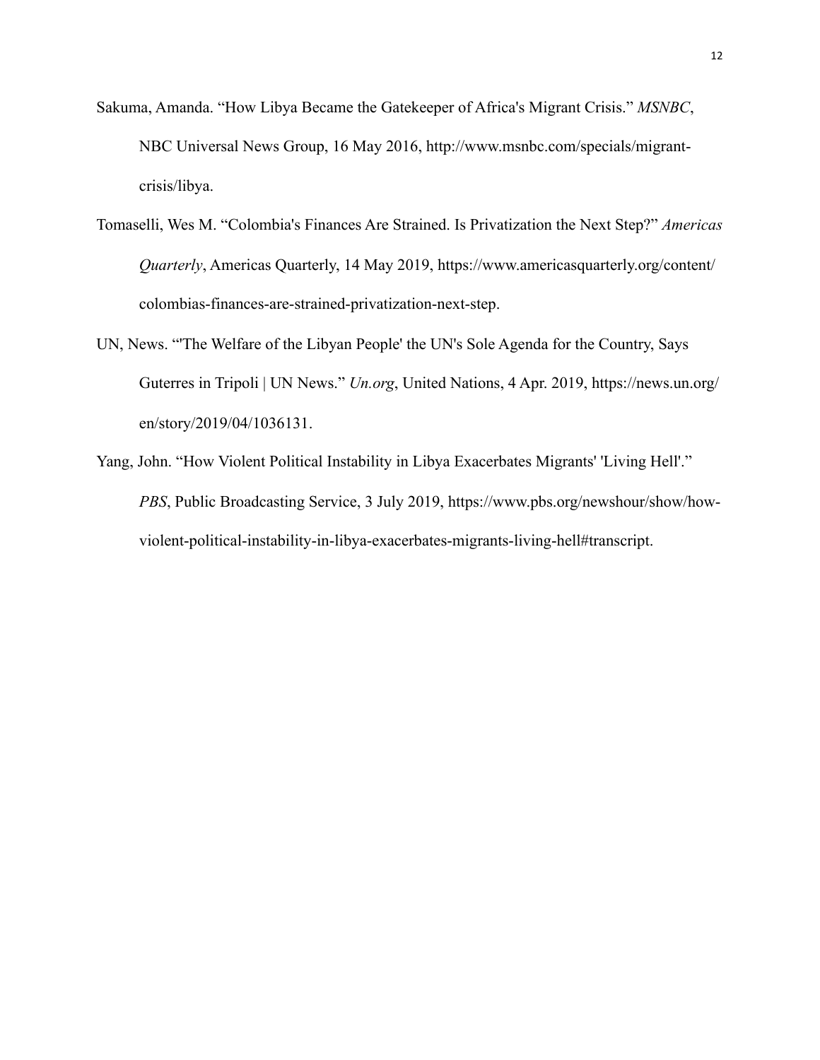Sakuma, Amanda. "How Libya Became the Gatekeeper of Africa's Migrant Crisis." *MSNBC*, NBC Universal News Group, 16 May 2016, http://www.msnbc.com/specials/migrant-crisis/libya.

Tomaselli, Wes M. "Colombia's Finances Are Strained. Is Privatization the Next Step?" *Americas Quarterly*, Americas Quarterly, 14 May 2019, https://www.americasquarterly.org/content/colombias-finances-are-strained-privatization-next-step.

UN, News. "'The Welfare of the Libyan People' the UN's Sole Agenda for the Country, Says Guterres in Tripoli | UN News." *Un.org*, United Nations, 4 Apr. 2019, https://news.un.org/en/story/2019/04/1036131.

Yang, John. "How Violent Political Instability in Libya Exacerbates Migrants' 'Living Hell'." *PBS*, Public Broadcasting Service, 3 July 2019, https://www.pbs.org/newshour/show/how-violent-political-instability-in-libya-exacerbates-migrants-living-hell#transcript.